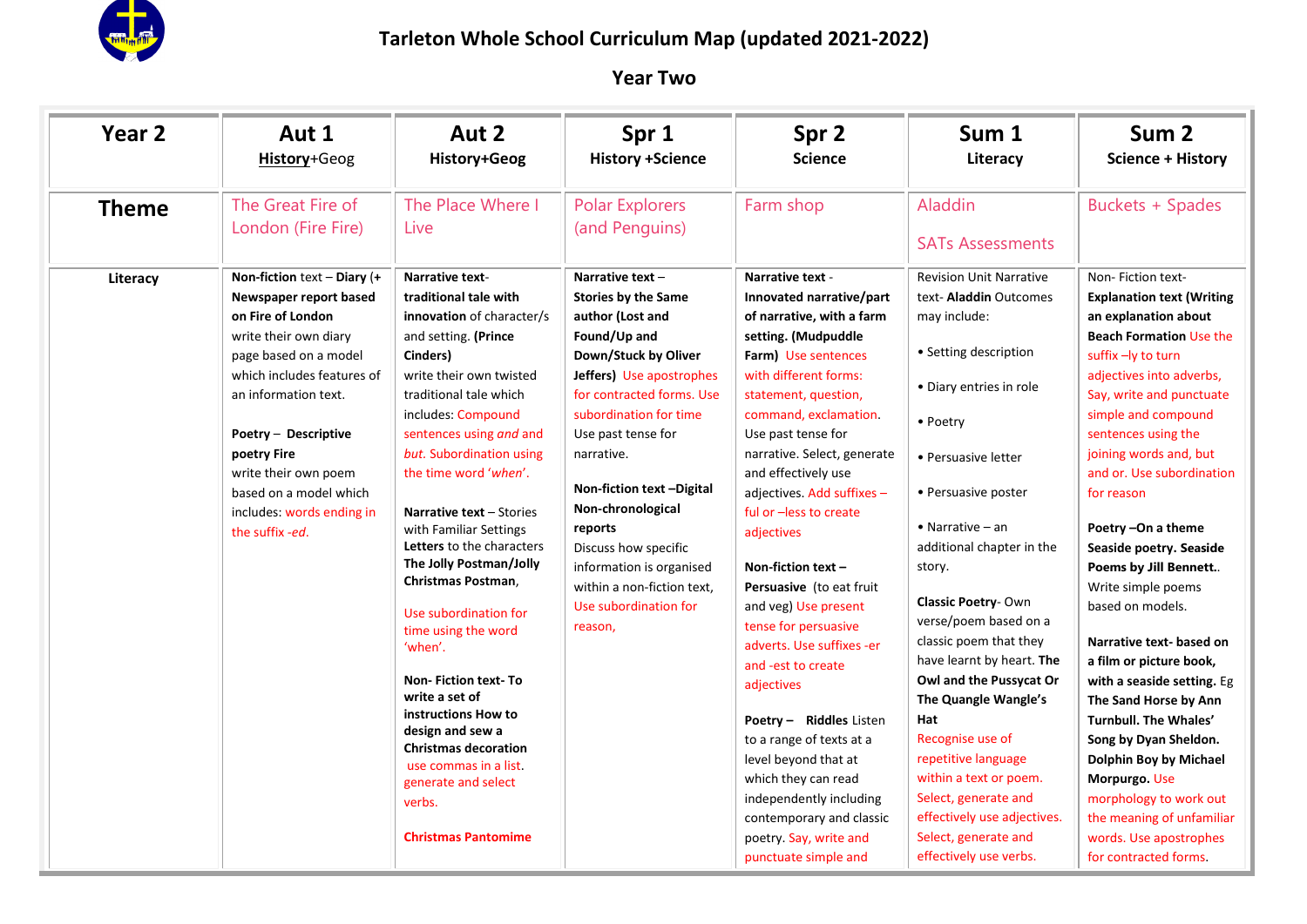# Tarleton Whole School Curriculum Map (updated 2021-2022)

## Year Two

| Year 2 | Aut 1<br>History+Geog | Aut 2<br>History+Geog | Spr 1<br>History +Science | Spr 2<br>Science | Sum 1<br>Literacy | Sum 2<br>Science + History |
|---|---|---|---|---|---|---|
| **Theme** | The Great Fire of London (Fire Fire) | The Place Where I Live | Polar Explorers (and Penguins) | Farm shop | Aladdin<br><br>SATs Assessments | Buckets + Spades |
| **Literacy** | **Non-fiction** text – **Diary (+ Newspaper report based on Fire of London** write their own diary page based on a model which includes features of an information text.<br><br>**Poetry** – **Descriptive poetry Fire** write their own poem based on a model which includes: words ending in the suffix *-ed*. | **Narrative text- traditional tale with innovation** of character/s and setting. **(Prince Cinders)** write their own twisted traditional tale which includes: Compound sentences using *and* and *but*. Subordination using the time word '*when*'.<br><br>**Narrative text** – Stories with Familiar Settings **Letters** to the characters **The Jolly Postman/Jolly Christmas Postman**,<br><br>Use subordination for time using the word 'when'.<br><br>**Non- Fiction text- To write a set of instructions How to design and sew a Christmas decoration** use commas in a list. generate and select verbs.<br><br>**Christmas Pantomime** | **Narrative text** – **Stories by the Same author (Lost and Found/Up and Down/Stuck by Oliver Jeffers)** Use apostrophes for contracted forms. Use subordination for time Use past tense for narrative.<br><br>**Non-fiction text –Digital Non-chronological reports** Discuss how specific information is organised within a non-fiction text, Use subordination for reason, | **Narrative text** - **Innovated narrative/part of narrative, with a farm setting. (Mudpuddle Farm)** Use sentences with different forms: statement, question, command, exclamation. Use past tense for narrative. Select, generate and effectively use adjectives. Add suffixes – ful or –less to create adjectives<br><br>**Non-fiction text – Persuasive** (to eat fruit and veg) Use present tense for persuasive adverts. Use suffixes -er and -est to create adjectives<br><br>**Poetry – Riddles** Listen to a range of texts at a level beyond that at which they can read independently including contemporary and classic poetry. Say, write and punctuate simple and | Revision Unit Narrative text- **Aladdin** Outcomes may include:<br><br>• Setting description<br><br>• Diary entries in role<br><br>• Poetry<br><br>• Persuasive letter<br><br>• Persuasive poster<br><br>• Narrative – an additional chapter in the story.<br><br>**Classic Poetry**- Own verse/poem based on a classic poem that they have learnt by heart. **The Owl and the Pussycat Or The Quangle Wangle's Hat**<br>Recognise use of repetitive language within a text or poem. Select, generate and effectively use adjectives. Select, generate and effectively use verbs. | Non- Fiction text- **Explanation text (Writing an explanation about Beach Formation** Use the suffix –ly to turn adjectives into adverbs, Say, write and punctuate simple and compound sentences using the joining words and, but and or. Use subordination for reason<br><br>**Poetry –On a theme Seaside poetry. Seaside Poems by Jill Bennett.**. Write simple poems based on models.<br><br>**Narrative text- based on a film or picture book, with a seaside setting.** Eg **The Sand Horse by Ann Turnbull. The Whales' Song by Dyan Sheldon. Dolphin Boy by Michael Morpurgo.** Use morphology to work out the meaning of unfamiliar words. Use apostrophes for contracted forms. |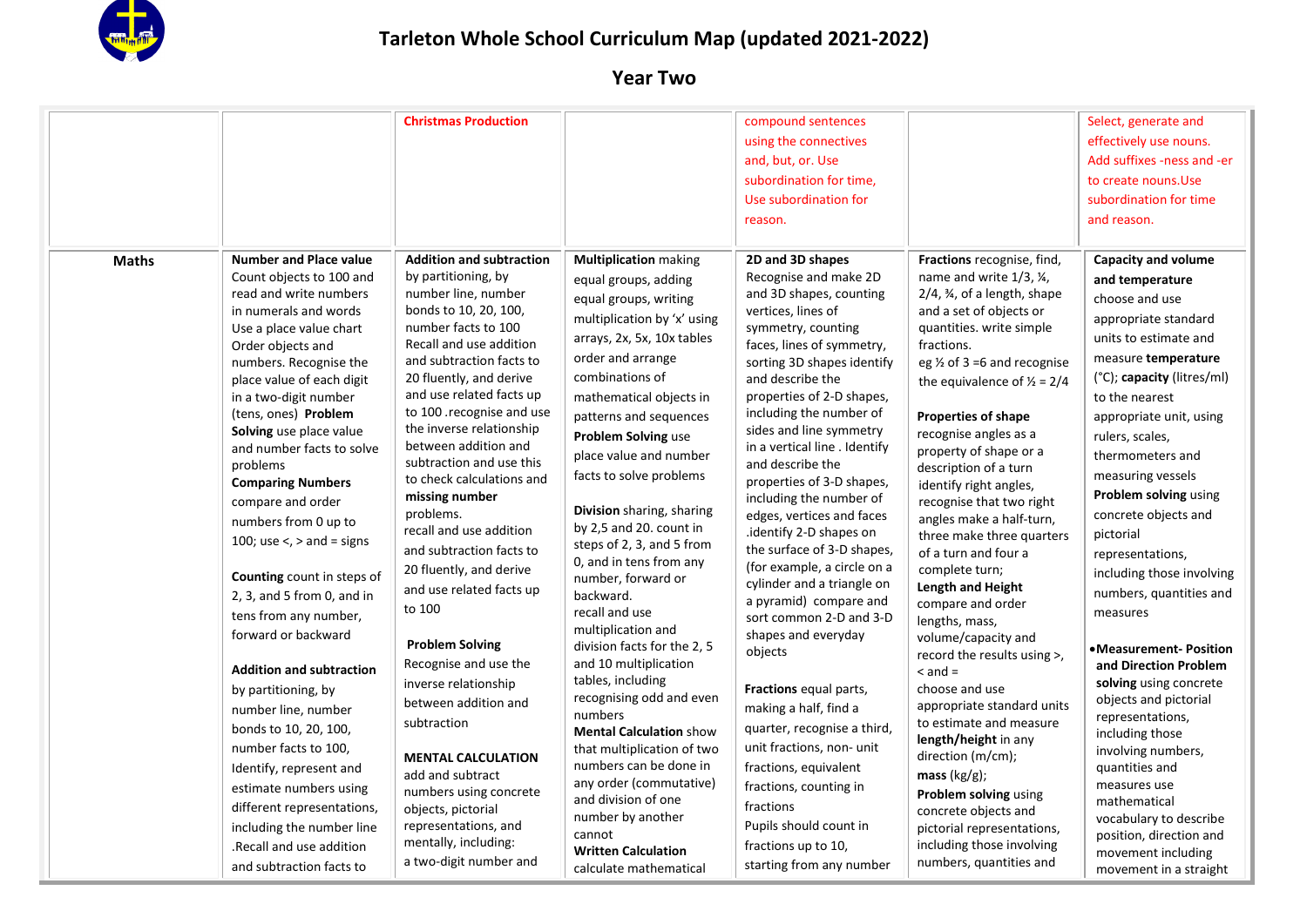# Tarleton Whole School Curriculum Map (updated 2021-2022)

## Year Two

| | | | | | | |
|---|---|---|---|---|---|---|
| | | Christmas Production | | compound sentences using the connectives and, but, or. Use subordination for time, Use subordination for reason. | | Select, generate and effectively use nouns. Add suffixes -ness and -er to create nouns.Use subordination for time and reason. |
| **Maths** | **Number and Place value** Count objects to 100 and read and write numbers in numerals and words Use a place value chart Order objects and numbers. Recognise the place value of each digit in a two-digit number (tens, ones) **Problem Solving** use place value and number facts to solve problems **Comparing Numbers** compare and order numbers from 0 up to 100; use <, > and = signs<br><br>**Counting** count in steps of 2, 3, and 5 from 0, and in tens from any number, forward or backward<br><br>**Addition and subtraction** by partitioning, by number line, number bonds to 10, 20, 100, number facts to 100, Identify, represent and estimate numbers using different representations, including the number line .Recall and use addition and subtraction facts to | **Addition and subtraction** by partitioning, by number line, number bonds to 10, 20, 100, number facts to 100 Recall and use addition and subtraction facts to 20 fluently, and derive and use related facts up to 100 .recognise and use the inverse relationship between addition and subtraction and use this to check calculations and **missing number** problems. recall and use addition and subtraction facts to 20 fluently, and derive and use related facts up to 100<br><br>**Problem Solving** Recognise and use the inverse relationship between addition and subtraction<br><br>**MENTAL CALCULATION** add and subtract numbers using concrete objects, pictorial representations, and mentally, including: a two-digit number and | **Multiplication** making equal groups, adding equal groups, writing multiplication by 'x' using arrays, 2x, 5x, 10x tables order and arrange combinations of mathematical objects in patterns and sequences **Problem Solving** use place value and number facts to solve problems<br><br>**Division** sharing, sharing by 2,5 and 20. count in steps of 2, 3, and 5 from 0, and in tens from any number, forward or backward. recall and use multiplication and division facts for the 2, 5 and 10 multiplication tables, including recognising odd and even numbers **Mental Calculation** show that multiplication of two numbers can be done in any order (commutative) and division of one number by another cannot **Written Calculation** calculate mathematical | **2D and 3D shapes** Recognise and make 2D and 3D shapes, counting vertices, lines of symmetry, counting faces, lines of symmetry, sorting 3D shapes identify and describe the properties of 2-D shapes, including the number of sides and line symmetry in a vertical line . Identify and describe the properties of 3-D shapes, including the number of edges, vertices and faces .identify 2-D shapes on the surface of 3-D shapes, (for example, a circle on a cylinder and a triangle on a pyramid) compare and sort common 2-D and 3-D shapes and everyday objects<br><br>**Fractions** equal parts, making a half, find a quarter, recognise a third, unit fractions, non- unit fractions, equivalent fractions, counting in fractions Pupils should count in fractions up to 10, starting from any number | **Fractions** recognise, find, name and write 1/3, ¼, 2/4, ¾, of a length, shape and a set of objects or quantities. write simple fractions. eg ½ of 3 =6 and recognise the equivalence of ½ = 2/4<br><br>**Properties of shape** recognise angles as a property of shape or a description of a turn identify right angles, recognise that two right angles make a half-turn, three make three quarters of a turn and four a complete turn; **Length and Height** compare and order lengths, mass, volume/capacity and record the results using >, < and = choose and use appropriate standard units to estimate and measure **length/height** in any direction (m/cm); **mass** (kg/g); **Problem solving** using concrete objects and pictorial representations, including those involving numbers, quantities and | **Capacity and volume and temperature** choose and use appropriate standard units to estimate and measure **temperature** (°C); **capacity** (litres/ml) to the nearest appropriate unit, using rulers, scales, thermometers and measuring vessels **Problem solving** using concrete objects and pictorial representations, including those involving numbers, quantities and measures<br><br>•**Measurement- Position and Direction Problem solving** using concrete objects and pictorial representations, including those involving numbers, quantities and measures use mathematical vocabulary to describe position, direction and movement including movement in a straight |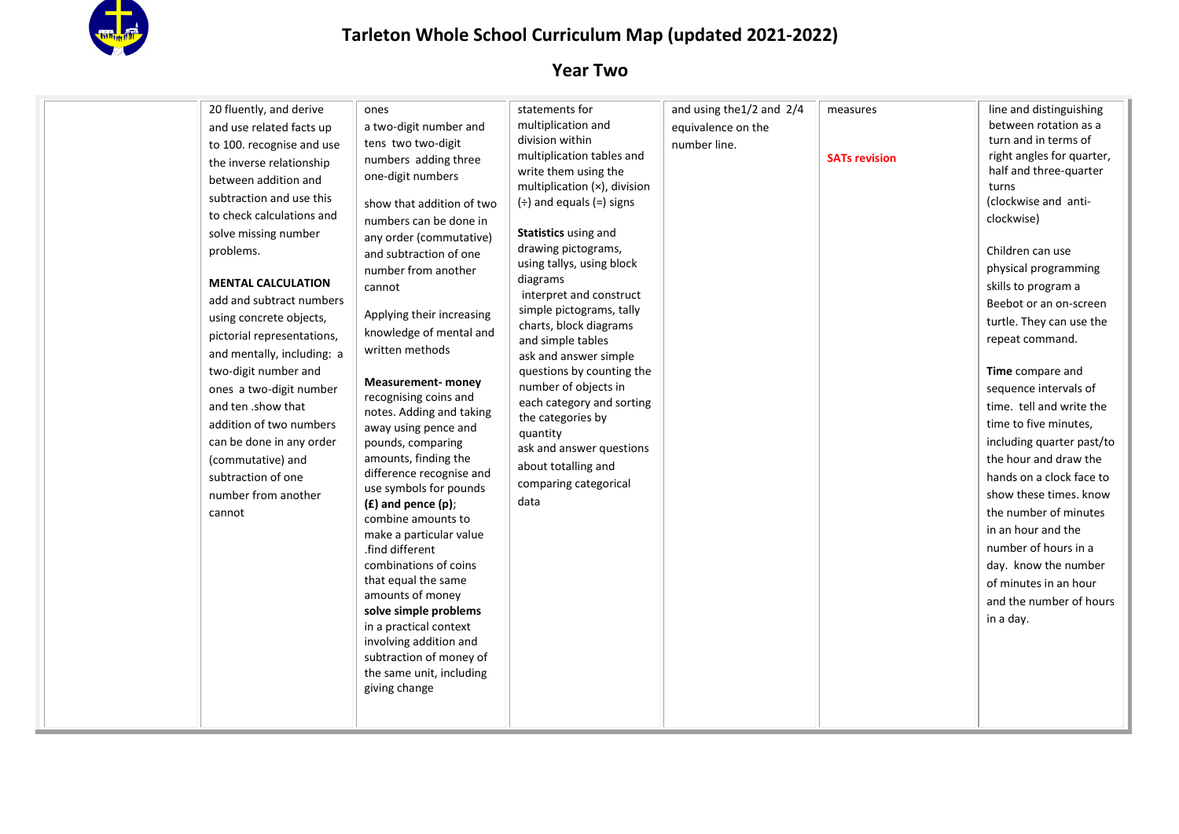# Tarleton Whole School Curriculum Map (updated 2021-2022)

## Year Two

| | | | | | | |
|---|---|---|---|---|---|---|
| | 20 fluently, and derive and use related facts up to 100. recognise and use the inverse relationship between addition and subtraction and use this to check calculations and solve missing number problems.<br><br>**MENTAL CALCULATION** add and subtract numbers using concrete objects, pictorial representations, and mentally, including: a two-digit number and ones a two-digit number and ten .show that addition of two numbers can be done in any order (commutative) and subtraction of one number from another cannot | ones a two-digit number and tens two two-digit numbers adding three one-digit numbers<br><br>show that addition of two numbers can be done in any order (commutative) and subtraction of one number from another cannot<br><br>Applying their increasing knowledge of mental and written methods<br><br>**Measurement- money** recognising coins and notes. Adding and taking away using pence and pounds, comparing amounts, finding the difference recognise and use symbols for pounds **(£) and pence (p)**; combine amounts to make a particular value .find different combinations of coins that equal the same amounts of money **solve simple problems** in a practical context involving addition and subtraction of money of the same unit, including giving change | statements for multiplication and division within multiplication tables and write them using the multiplication (×), division (÷) and equals (=) signs<br><br>**Statistics** using and drawing pictograms, using tallys, using block diagrams interpret and construct simple pictograms, tally charts, block diagrams and simple tables ask and answer simple questions by counting the number of objects in each category and sorting the categories by quantity ask and answer questions about totalling and comparing categorical data | and using the1/2 and 2/4 equivalence on the number line. | measures<br><br>**SATs revision** | line and distinguishing between rotation as a turn and in terms of right angles for quarter, half and three-quarter turns (clockwise and anti-clockwise)<br><br>Children can use physical programming skills to program a Beebot or an on-screen turtle. They can use the repeat command.<br><br>**Time** compare and sequence intervals of time. tell and write the time to five minutes, including quarter past/to the hour and draw the hands on a clock face to show these times. know the number of minutes in an hour and the number of hours in a day. know the number of minutes in an hour and the number of hours in a day. |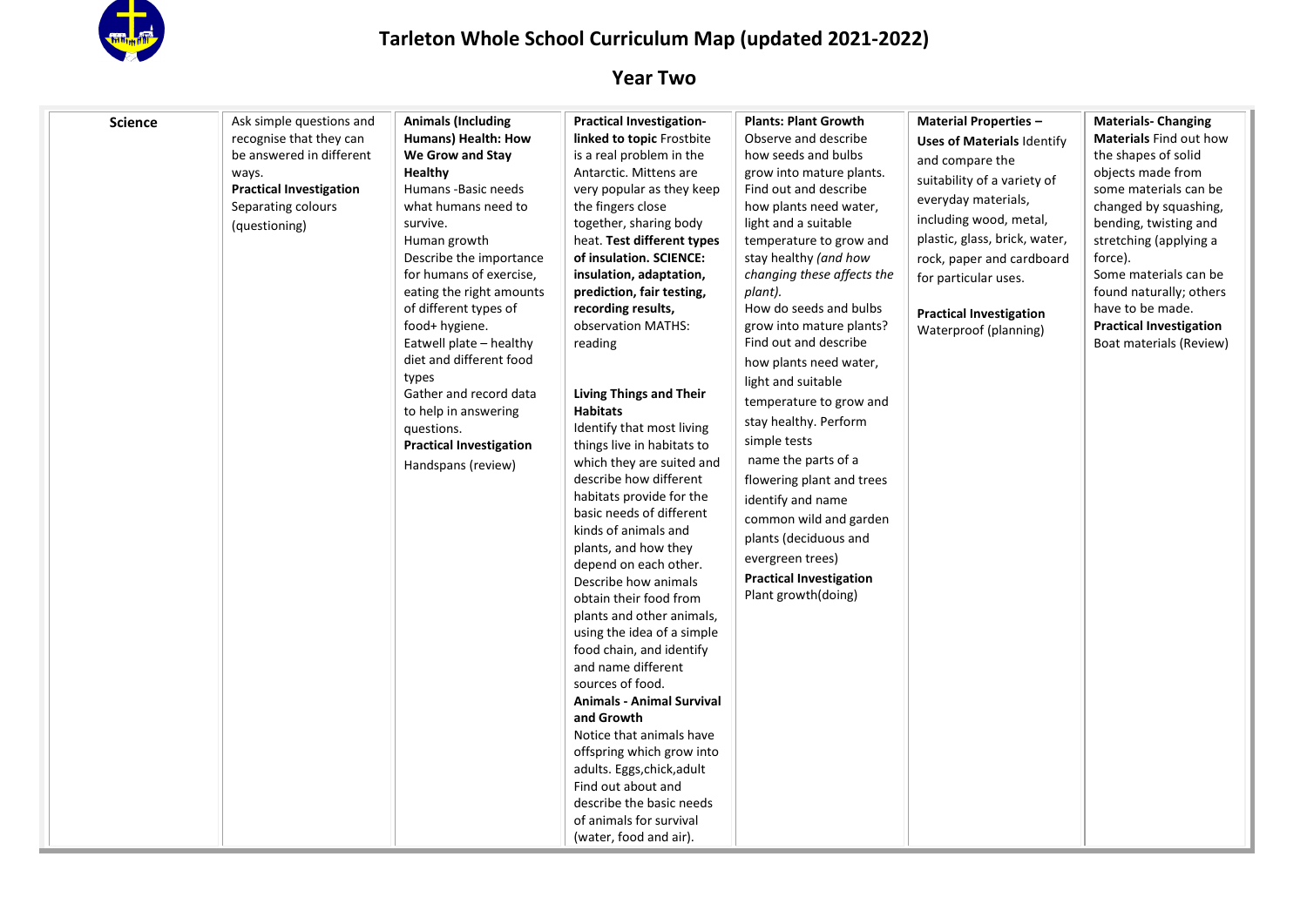# Tarleton Whole School Curriculum Map (updated 2021-2022)

## Year Two

| **Science** | Ask simple questions and recognise that they can be answered in different ways.<br>**Practical Investigation** Separating colours (questioning) | **Animals (Including Humans) Health: How We Grow and Stay Healthy**<br>Humans -Basic needs what humans need to survive.<br>Human growth<br>Describe the importance for humans of exercise, eating the right amounts of different types of food+ hygiene.<br>Eatwell plate – healthy diet and different food types<br>Gather and record data to help in answering questions.<br>**Practical Investigation** Handspans (review) | **Practical Investigation- linked to topic** Frostbite is a real problem in the Antarctic. Mittens are very popular as they keep the fingers close together, sharing body heat. **Test different types of insulation. SCIENCE: insulation, adaptation, prediction, fair testing, recording results,** observation MATHS: reading<br><br>**Living Things and Their Habitats**<br>Identify that most living things live in habitats to which they are suited and describe how different habitats provide for the basic needs of different kinds of animals and plants, and how they depend on each other.<br>Describe how animals obtain their food from plants and other animals, using the idea of a simple food chain, and identify and name different sources of food.<br>**Animals - Animal Survival and Growth**<br>Notice that animals have offspring which grow into adults. Eggs,chick,adult<br>Find out about and describe the basic needs of animals for survival (water, food and air). | **Plants: Plant Growth**<br>Observe and describe how seeds and bulbs grow into mature plants.<br>Find out and describe how plants need water, light and a suitable temperature to grow and stay healthy *(and how changing these affects the plant).*<br>How do seeds and bulbs grow into mature plants? Find out and describe how plants need water, light and suitable temperature to grow and stay healthy. Perform simple tests<br>name the parts of a flowering plant and trees identify and name common wild and garden plants (deciduous and evergreen trees)<br>**Practical Investigation** Plant growth(doing) | **Material Properties – Uses of Materials** Identify and compare the suitability of a variety of everyday materials, including wood, metal, plastic, glass, brick, water, rock, paper and cardboard for particular uses.<br><br>**Practical Investigation** Waterproof (planning) | **Materials- Changing Materials** Find out how the shapes of solid objects made from some materials can be changed by squashing, bending, twisting and stretching (applying a force).<br>Some materials can be found naturally; others have to be made.<br>**Practical Investigation** Boat materials (Review) |
|---|---|---|---|---|---|---|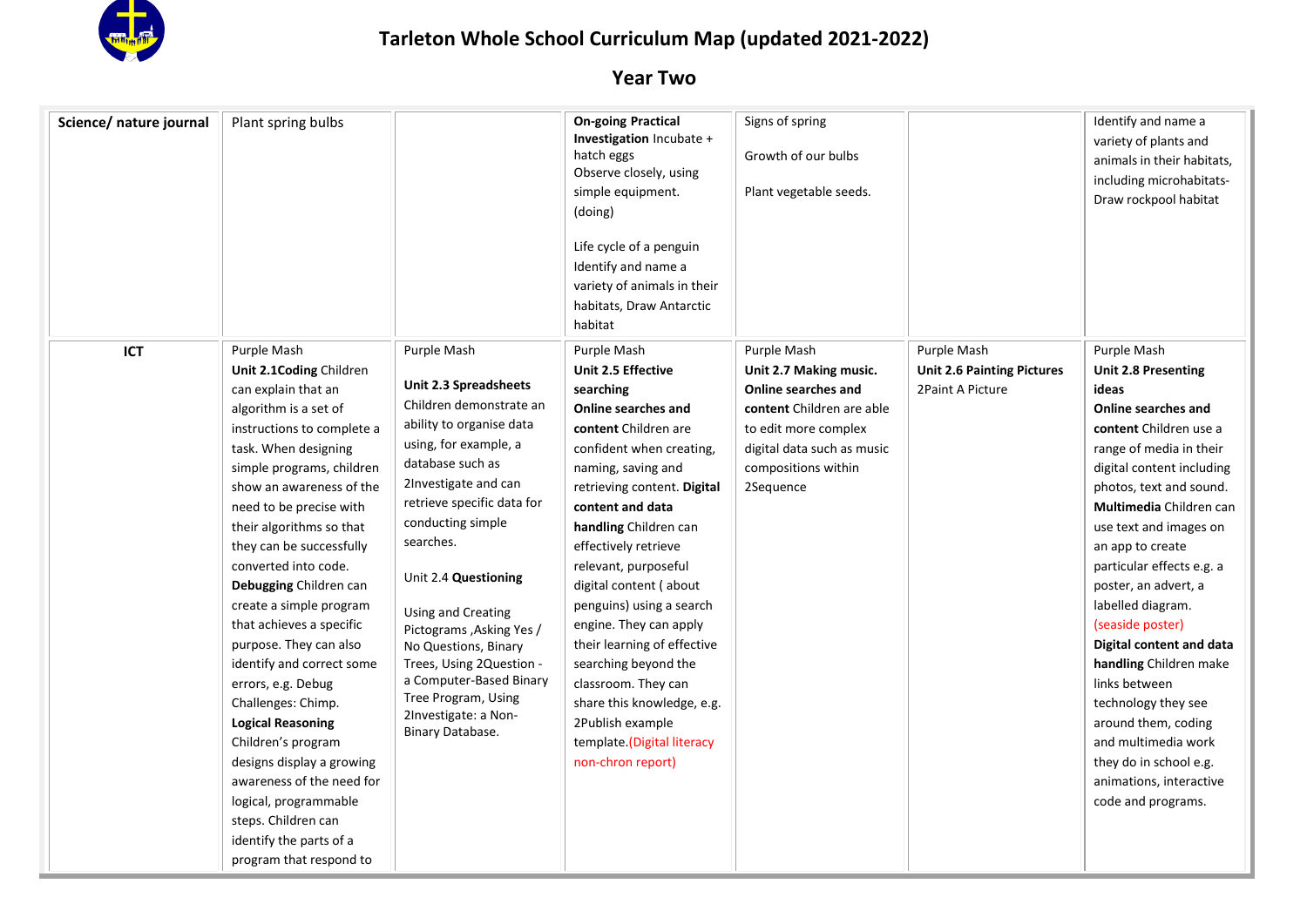# Tarleton Whole School Curriculum Map (updated 2021-2022)

## Year Two

| **Science/ nature journal** | Plant spring bulbs | | **On-going Practical Investigation** Incubate + hatch eggs Observe closely, using simple equipment. (doing)<br><br>Life cycle of a penguin Identify and name a variety of animals in their habitats, Draw Antarctic habitat | Signs of spring<br><br>Growth of our bulbs<br><br>Plant vegetable seeds. | | Identify and name a variety of plants and animals in their habitats, including microhabitats- Draw rockpool habitat |
|---|---|---|---|---|---|---|
| **ICT** | Purple Mash **Unit 2.1Coding** Children can explain that an algorithm is a set of instructions to complete a task. When designing simple programs, children show an awareness of the need to be precise with their algorithms so that they can be successfully converted into code. **Debugging** Children can create a simple program that achieves a specific purpose. They can also identify and correct some errors, e.g. Debug Challenges: Chimp. **Logical Reasoning** Children's program designs display a growing awareness of the need for logical, programmable steps. Children can identify the parts of a program that respond to | Purple Mash<br><br>**Unit 2.3 Spreadsheets** Children demonstrate an ability to organise data using, for example, a database such as 2Investigate and can retrieve specific data for conducting simple searches.<br><br>Unit 2.4 **Questioning**<br><br>Using and Creating Pictograms ,Asking Yes / No Questions, Binary Trees, Using 2Question - a Computer-Based Binary Tree Program, Using 2Investigate: a Non-Binary Database. | Purple Mash **Unit 2.5 Effective searching** **Online searches and content** Children are confident when creating, naming, saving and retrieving content. **Digital content and data handling** Children can effectively retrieve relevant, purposeful digital content ( about penguins) using a search engine. They can apply their learning of effective searching beyond the classroom. They can share this knowledge, e.g. 2Publish example template.(Digital literacy non-chron report) | Purple Mash **Unit 2.7 Making music. Online searches and content** Children are able to edit more complex digital data such as music compositions within 2Sequence | Purple Mash **Unit 2.6 Painting Pictures** 2Paint A Picture | Purple Mash **Unit 2.8 Presenting ideas** **Online searches and content** Children use a range of media in their digital content including photos, text and sound. **Multimedia** Children can use text and images on an app to create particular effects e.g. a poster, an advert, a labelled diagram. (seaside poster) **Digital content and data handling** Children make links between technology they see around them, coding and multimedia work they do in school e.g. animations, interactive code and programs. |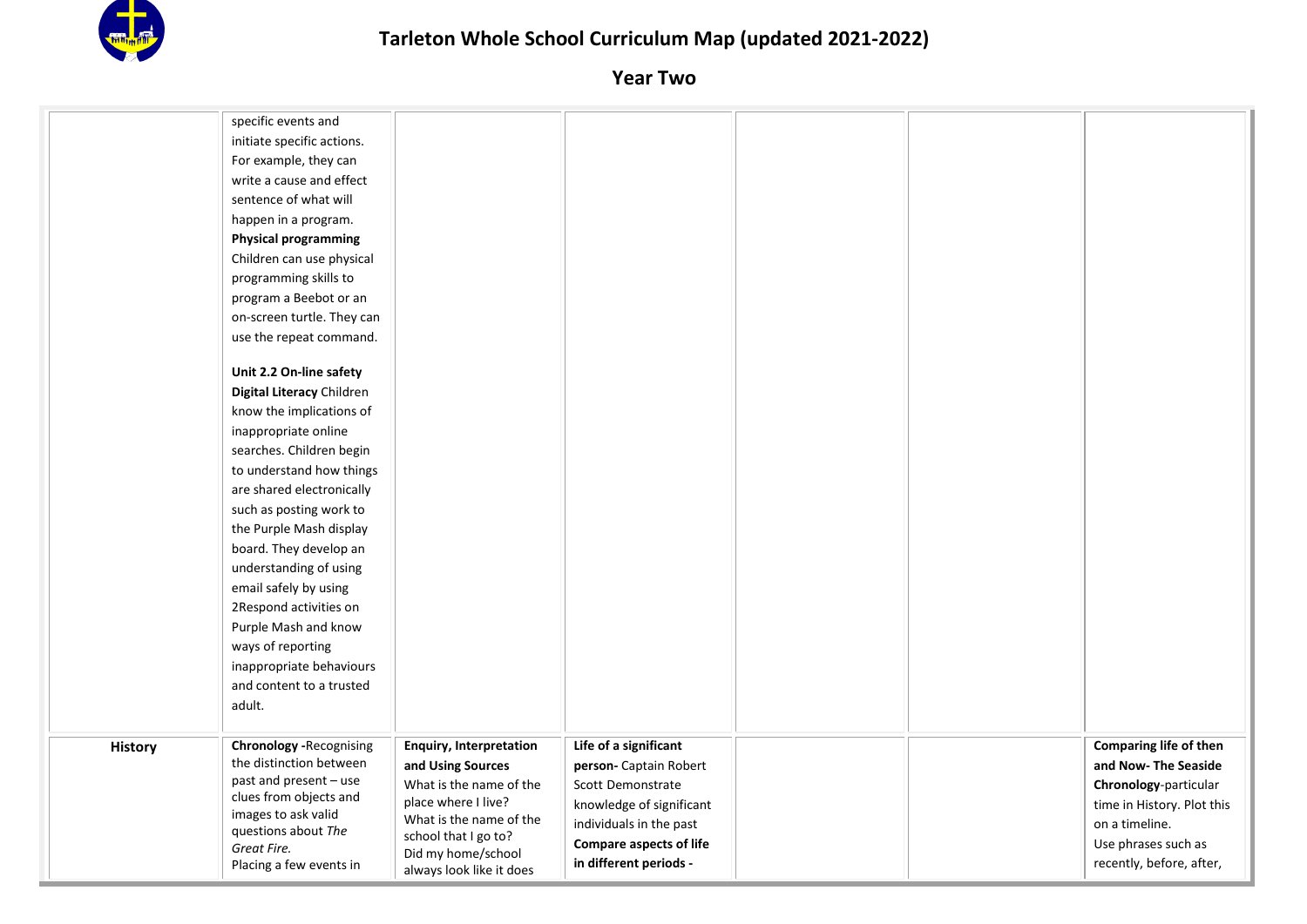# Tarleton Whole School Curriculum Map (updated 2021-2022)

## Year Two

| | | | | | | |
|---|---|---|---|---|---|---|
| | specific events and initiate specific actions. For example, they can write a cause and effect sentence of what will happen in a program. **Physical programming** Children can use physical programming skills to program a Beebot or an on-screen turtle. They can use the repeat command. **Unit 2.2 On-line safety** **Digital Literacy** Children know the implications of inappropriate online searches. Children begin to understand how things are shared electronically such as posting work to the Purple Mash display board. They develop an understanding of using email safely by using 2Respond activities on Purple Mash and know ways of reporting inappropriate behaviours and content to a trusted adult. | | | | | |
| **History** | **Chronology -**Recognising the distinction between past and present – use clues from objects and images to ask valid questions about *The Great Fire.* Placing a few events in | **Enquiry, Interpretation and Using Sources** What is the name of the place where I live? What is the name of the school that I go to? Did my home/school always look like it does | **Life of a significant person-** Captain Robert Scott Demonstrate knowledge of significant individuals in the past **Compare aspects of life in different periods -** | | | **Comparing life of then and Now- The Seaside** **Chronology**-particular time in History. Plot this on a timeline. Use phrases such as recently, before, after, |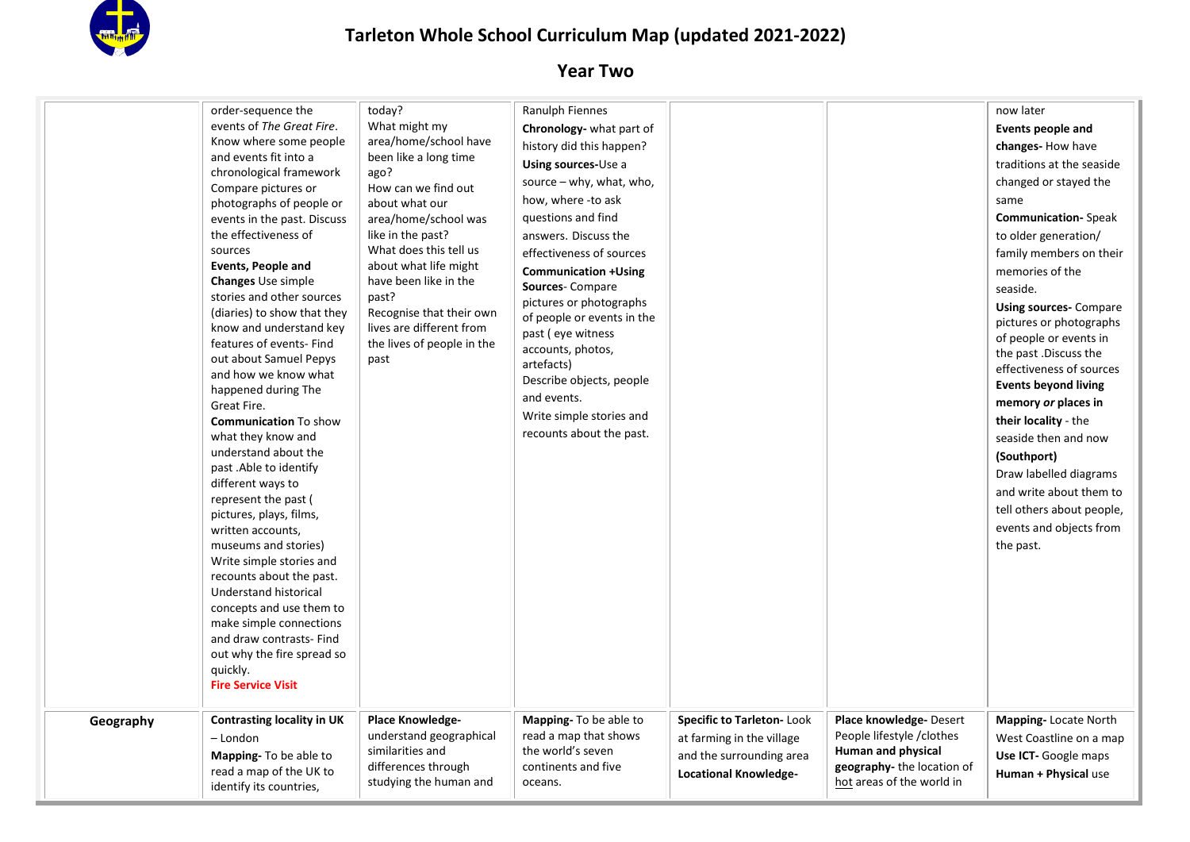# Tarleton Whole School Curriculum Map (updated 2021-2022)

## Year Two

| | | | | | | |
|---|---|---|---|---|---|---|
| | order-sequence the events of *The Great Fire*. Know where some people and events fit into a chronological framework Compare pictures or photographs of people or events in the past. Discuss the effectiveness of sources **Events, People and Changes** Use simple stories and other sources (diaries) to show that they know and understand key features of events- Find out about Samuel Pepys and how we know what happened during The Great Fire. **Communication** To show what they know and understand about the past .Able to identify different ways to represent the past ( pictures, plays, films, written accounts, museums and stories) Write simple stories and recounts about the past. Understand historical concepts and use them to make simple connections and draw contrasts- Find out why the fire spread so quickly. **Fire Service Visit** | today? What might my area/home/school have been like a long time ago? How can we find out about what our area/home/school was like in the past? What does this tell us about what life might have been like in the past? Recognise that their own lives are different from the lives of people in the past | Ranulph Fiennes **Chronology-** what part of history did this happen? **Using sources-**Use a source – why, what, who, how, where -to ask questions and find answers. Discuss the effectiveness of sources **Communication +Using Sources**- Compare pictures or photographs of people or events in the past ( eye witness accounts, photos, artefacts) Describe objects, people and events. Write simple stories and recounts about the past. | | | now later **Events people and changes-** How have traditions at the seaside changed or stayed the same **Communication-** Speak to older generation/ family members on their memories of the seaside. **Using sources-** Compare pictures or photographs of people or events in the past .Discuss the effectiveness of sources **Events beyond living memory *or* places in their locality** - the seaside then and now **(Southport)** Draw labelled diagrams and write about them to tell others about people, events and objects from the past. |
| **Geography** | **Contrasting locality in UK** – London **Mapping-** To be able to read a map of the UK to identify its countries, | **Place Knowledge-** understand geographical similarities and differences through studying the human and | **Mapping-** To be able to read a map that shows the world's seven continents and five oceans. | **Specific to Tarleton-** Look at farming in the village and the surrounding area **Locational Knowledge-** | **Place knowledge-** Desert People lifestyle /clothes **Human and physical geography-** the location of hot areas of the world in | **Mapping-** Locate North West Coastline on a map **Use ICT-** Google maps **Human + Physical** use |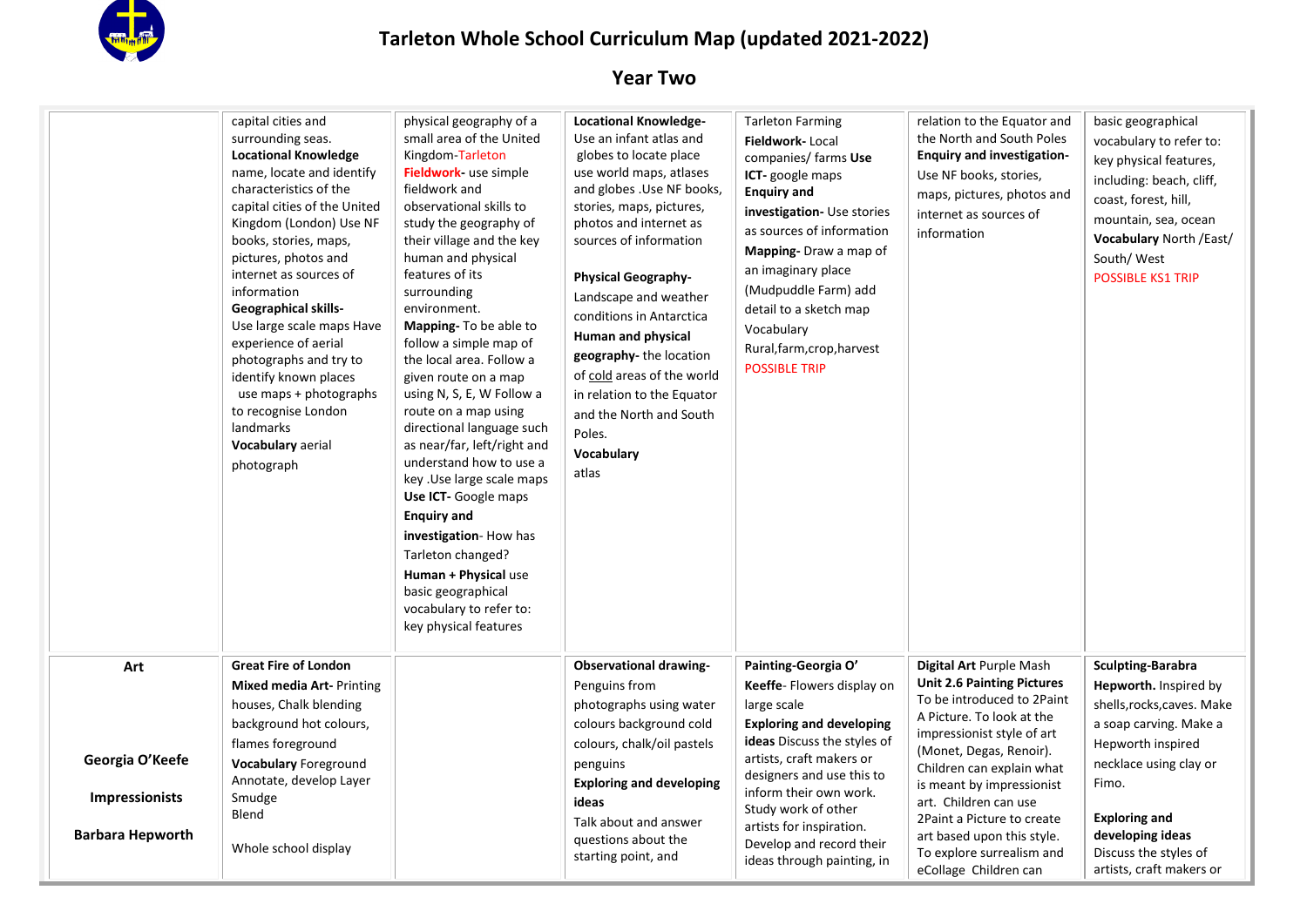# Tarleton Whole School Curriculum Map (updated 2021-2022)

## Year Two

| | | | | | | |
|---|---|---|---|---|---|---|
| | capital cities and surrounding seas. **Locational Knowledge** name, locate and identify characteristics of the capital cities of the United Kingdom (London) Use NF books, stories, maps, pictures, photos and internet as sources of information **Geographical skills-** Use large scale maps Have experience of aerial photographs and try to identify known places use maps + photographs to recognise London landmarks **Vocabulary** aerial photograph | physical geography of a small area of the United Kingdom-Tarleton **Fieldwork-** use simple fieldwork and observational skills to study the geography of their village and the key human and physical features of its surrounding environment. **Mapping-** To be able to follow a simple map of the local area. Follow a given route on a map using N, S, E, W Follow a route on a map using directional language such as near/far, left/right and understand how to use a key .Use large scale maps **Use ICT-** Google maps **Enquiry and investigation**- How has Tarleton changed? **Human + Physical** use basic geographical vocabulary to refer to: key physical features | **Locational Knowledge-** Use an infant atlas and globes to locate place use world maps, atlases and globes .Use NF books, stories, maps, pictures, photos and internet as sources of information **Physical Geography-** Landscape and weather conditions in Antarctica **Human and physical geography-** the location of cold areas of the world in relation to the Equator and the North and South Poles. **Vocabulary** atlas | Tarleton Farming **Fieldwork-** Local companies/ farms **Use ICT-** google maps **Enquiry and investigation-** Use stories as sources of information **Mapping-** Draw a map of an imaginary place (Mudpuddle Farm) add detail to a sketch map Vocabulary Rural,farm,crop,harvest POSSIBLE TRIP | relation to the Equator and the North and South Poles **Enquiry and investigation-** Use NF books, stories, maps, pictures, photos and internet as sources of information | basic geographical vocabulary to refer to: key physical features, including: beach, cliff, coast, forest, hill, mountain, sea, ocean **Vocabulary** North /East/ South/ West POSSIBLE KS1 TRIP |
| **Art** <br><br> **Georgia O'Keefe** <br><br> **Impressionists** <br><br> **Barbara Hepworth** | **Great Fire of London** **Mixed media Art-** Printing houses, Chalk blending background hot colours, flames foreground **Vocabulary** Foreground Annotate, develop Layer Smudge Blend <br><br> Whole school display | | **Observational drawing-** Penguins from photographs using water colours background cold colours, chalk/oil pastels penguins **Exploring and developing ideas** Talk about and answer questions about the starting point, and | **Painting-Georgia O' Keeffe-** Flowers display on large scale **Exploring and developing ideas** Discuss the styles of artists, craft makers or designers and use this to inform their own work. Study work of other artists for inspiration. Develop and record their ideas through painting, in | **Digital Art** Purple Mash **Unit 2.6 Painting Pictures** To be introduced to 2Paint A Picture. To look at the impressionist style of art (Monet, Degas, Renoir). Children can explain what is meant by impressionist art. Children can use 2Paint a Picture to create art based upon this style. To explore surrealism and eCollage Children can | **Sculpting-Barabra Hepworth.** Inspired by shells,rocks,caves. Make a soap carving. Make a Hepworth inspired necklace using clay or Fimo. <br><br> **Exploring and developing ideas** Discuss the styles of artists, craft makers or |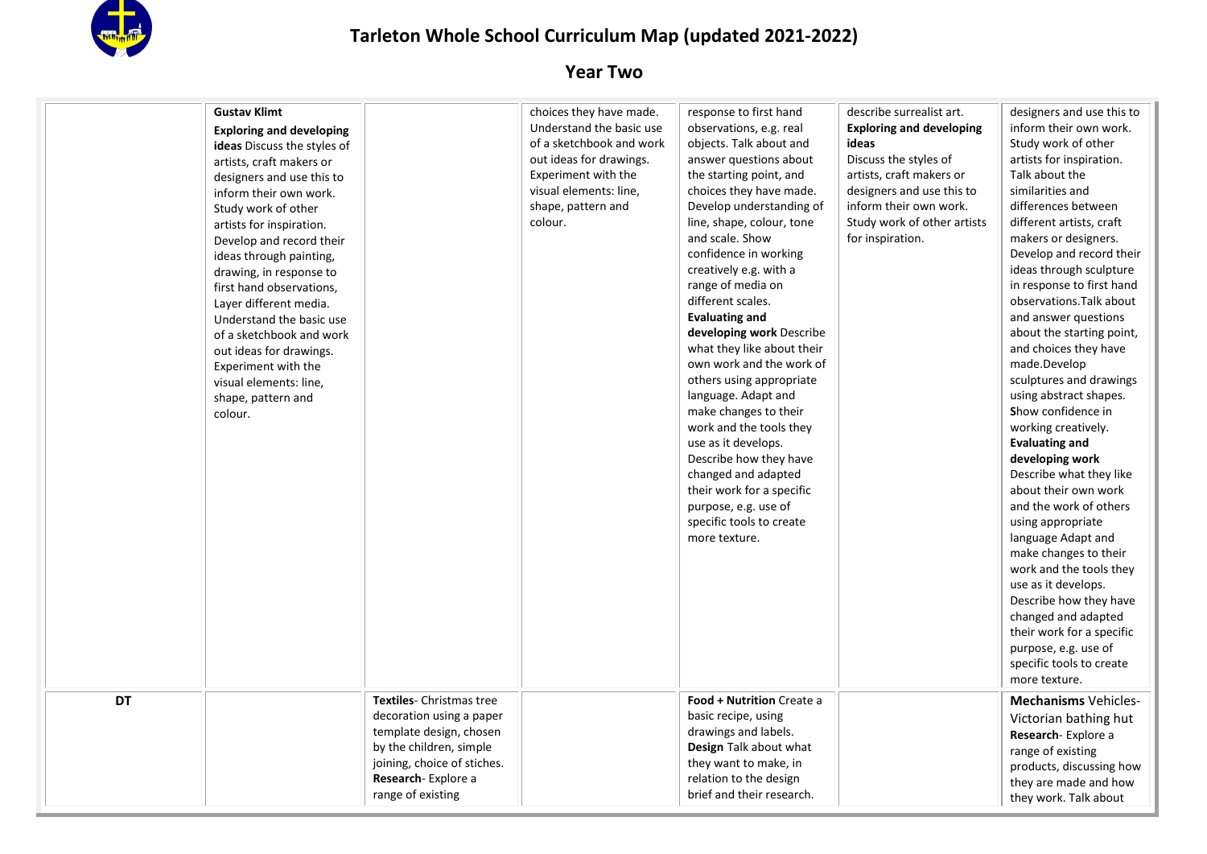# Tarleton Whole School Curriculum Map (updated 2021-2022)

## Year Two

| | | | | | | |
|---|---|---|---|---|---|---|
| | **Gustav Klimt** **Exploring and developing ideas** Discuss the styles of artists, craft makers or designers and use this to inform their own work. Study work of other artists for inspiration. Develop and record their ideas through painting, drawing, in response to first hand observations, Layer different media. Understand the basic use of a sketchbook and work out ideas for drawings. Experiment with the visual elements: line, shape, pattern and colour. | | choices they have made. Understand the basic use of a sketchbook and work out ideas for drawings. Experiment with the visual elements: line, shape, pattern and colour. | response to first hand observations, e.g. real objects. Talk about and answer questions about the starting point, and choices they have made. Develop understanding of line, shape, colour, tone and scale. Show confidence in working creatively e.g. with a range of media on different scales. **Evaluating and developing work** Describe what they like about their own work and the work of others using appropriate language. Adapt and make changes to their work and the tools they use as it develops. Describe how they have changed and adapted their work for a specific purpose, e.g. use of specific tools to create more texture. | describe surrealist art. **Exploring and developing ideas** Discuss the styles of artists, craft makers or designers and use this to inform their own work. Study work of other artists for inspiration. | designers and use this to inform their own work. Study work of other artists for inspiration. Talk about the similarities and differences between different artists, craft makers or designers. Develop and record their ideas through sculpture in response to first hand observations.Talk about and answer questions about the starting point, and choices they have made.Develop sculptures and drawings using abstract shapes. **S**how confidence in working creatively. **Evaluating and developing work** Describe what they like about their own work and the work of others using appropriate language Adapt and make changes to their work and the tools they use as it develops. Describe how they have changed and adapted their work for a specific purpose, e.g. use of specific tools to create more texture. |
| **DT** | | **Textiles**- Christmas tree decoration using a paper template design, chosen by the children, simple joining, choice of stiches. **Research**- Explore a range of existing | | **Food + Nutrition** Create a basic recipe, using drawings and labels. **Design** Talk about what they want to make, in relation to the design brief and their research. | | **Mechanisms** Vehicles- Victorian bathing hut **Research**- Explore a range of existing products, discussing how they are made and how they work. Talk about |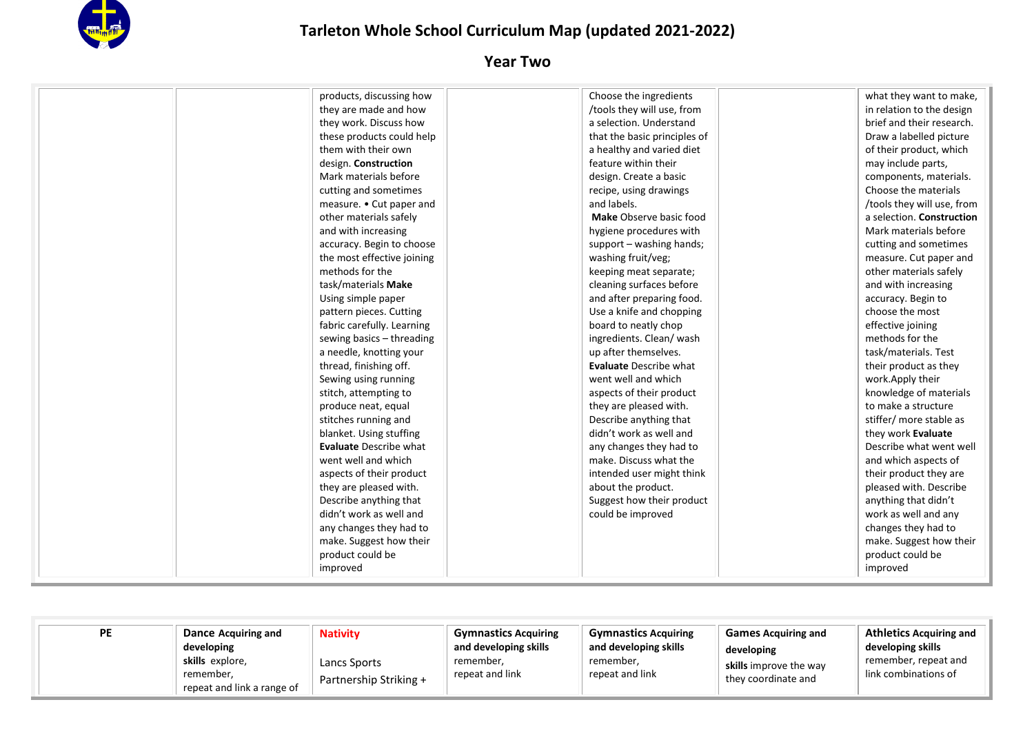# Tarleton Whole School Curriculum Map (updated 2021-2022)

## Year Two

| | | | | | | |
|---|---|---|---|---|---|---|
| | | products, discussing how they are made and how they work. Discuss how these products could help them with their own design. **Construction** Mark materials before cutting and sometimes measure. • Cut paper and other materials safely and with increasing accuracy. Begin to choose the most effective joining methods for the task/materials **Make** Using simple paper pattern pieces. Cutting fabric carefully. Learning sewing basics – threading a needle, knotting your thread, finishing off. Sewing using running stitch, attempting to produce neat, equal stitches running and blanket. Using stuffing **Evaluate** Describe what went well and which aspects of their product they are pleased with. Describe anything that didn't work as well and any changes they had to make. Suggest how their product could be improved | | Choose the ingredients /tools they will use, from a selection. Understand that the basic principles of a healthy and varied diet feature within their design. Create a basic recipe, using drawings and labels. **Make** Observe basic food hygiene procedures with support – washing hands; washing fruit/veg; keeping meat separate; cleaning surfaces before and after preparing food. Use a knife and chopping board to neatly chop ingredients. Clean/ wash up after themselves. **Evaluate** Describe what went well and which aspects of their product they are pleased with. Describe anything that didn't work as well and any changes they had to make. Discuss what the intended user might think about the product. Suggest how their product could be improved | | what they want to make, in relation to the design brief and their research. Draw a labelled picture of their product, which may include parts, components, materials. Choose the materials /tools they will use, from a selection. **Construction** Mark materials before cutting and sometimes measure. Cut paper and other materials safely and with increasing accuracy. Begin to choose the most effective joining methods for the task/materials. Test their product as they work.Apply their knowledge of materials to make a structure stiffer/ more stable as they work **Evaluate** Describe what went well and which aspects of their product they are pleased with. Describe anything that didn't work as well and any changes they had to make. Suggest how their product could be improved |

| | | | | | | |
|---|---|---|---|---|---|---|
| **PE** | **Dance Acquiring and developing skills** explore, remember, repeat and link a range of | **Nativity** Lancs Sports Partnership Striking + | **Gymnastics Acquiring and developing skills** remember, repeat and link | **Gymnastics Acquiring and developing skills** remember, repeat and link | **Games Acquiring and developing skills** improve the way they coordinate and | **Athletics Acquiring and developing skills** remember, repeat and link combinations of |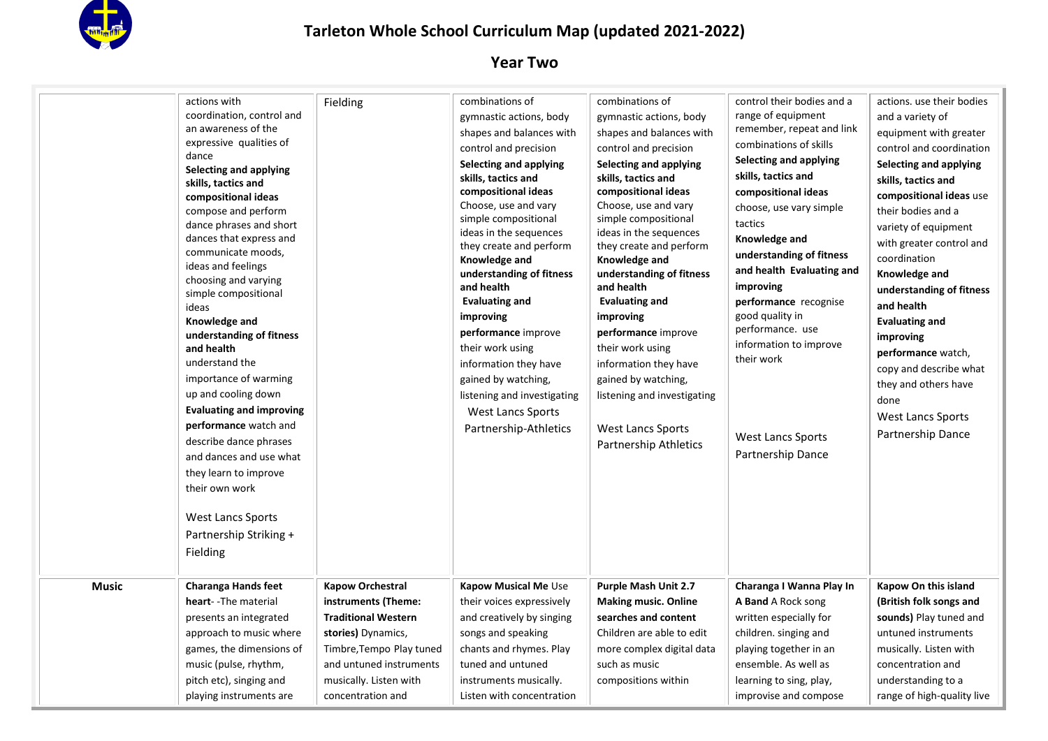# Tarleton Whole School Curriculum Map (updated 2021-2022)

## Year Two

| | | | | | | |
|---|---|---|---|---|---|---|
| | actions with coordination, control and an awareness of the expressive qualities of dance **Selecting and applying skills, tactics and compositional ideas** compose and perform dance phrases and short dances that express and communicate moods, ideas and feelings choosing and varying simple compositional ideas **Knowledge and understanding of fitness and health** understand the importance of warming up and cooling down **Evaluating and improving performance** watch and describe dance phrases and dances and use what they learn to improve their own work<br><br>West Lancs Sports Partnership Striking + Fielding | Fielding | combinations of gymnastic actions, body shapes and balances with control and precision **Selecting and applying skills, tactics and compositional ideas** Choose, use and vary simple compositional ideas in the sequences they create and perform **Knowledge and understanding of fitness and health** **Evaluating and improving performance** improve their work using information they have gained by watching, listening and investigating West Lancs Sports Partnership-Athletics | combinations of gymnastic actions, body shapes and balances with control and precision **Selecting and applying skills, tactics and compositional ideas** Choose, use and vary simple compositional ideas in the sequences they create and perform **Knowledge and understanding of fitness and health** **Evaluating and improving performance** improve their work using information they have gained by watching, listening and investigating<br><br>West Lancs Sports Partnership Athletics | control their bodies and a range of equipment remember, repeat and link combinations of skills **Selecting and applying skills, tactics and compositional ideas** choose, use vary simple tactics **Knowledge and understanding of fitness and health** **Evaluating and improving performance** recognise good quality in performance. use information to improve their work<br><br>West Lancs Sports Partnership Dance | actions. use their bodies and a variety of equipment with greater control and coordination **Selecting and applying skills, tactics and compositional ideas** use their bodies and a variety of equipment with greater control and coordination **Knowledge and understanding of fitness and health** **Evaluating and improving performance** watch, copy and describe what they and others have done West Lancs Sports Partnership Dance |
| **Music** | **Charanga Hands feet heart**- -The material presents an integrated approach to music where games, the dimensions of music (pulse, rhythm, pitch etc), singing and playing instruments are | **Kapow Orchestral instruments (Theme: Traditional Western stories)** Dynamics, Timbre,Tempo Play tuned and untuned instruments musically. Listen with concentration and | **Kapow Musical Me** Use their voices expressively and creatively by singing songs and speaking chants and rhymes. Play tuned and untuned instruments musically. Listen with concentration | **Purple Mash Unit 2.7 Making music. Online searches and content** Children are able to edit more complex digital data such as music compositions within | **Charanga I Wanna Play In A Band** A Rock song written especially for children. singing and playing together in an ensemble. As well as learning to sing, play, improvise and compose | **Kapow On this island (British folk songs and sounds)** Play tuned and untuned instruments musically. Listen with concentration and understanding to a range of high-quality live |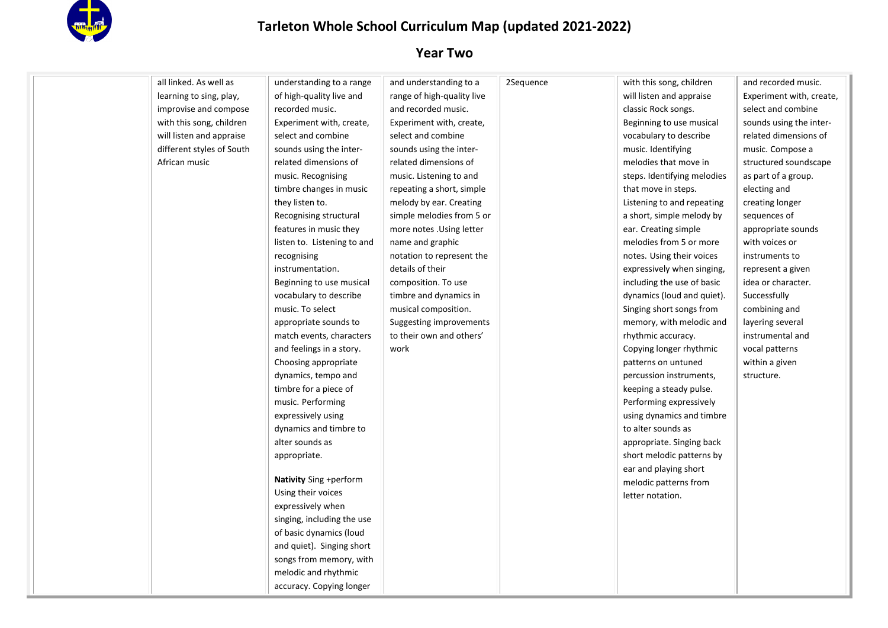# Tarleton Whole School Curriculum Map (updated 2021-2022)

## Year Two

| | | | | | | |
|---|---|---|---|---|---|---|
| | all linked. As well as learning to sing, play, improvise and compose with this song, children will listen and appraise different styles of South African music | understanding to a range of high-quality live and recorded music. Experiment with, create, select and combine sounds using the inter-related dimensions of music. Recognising timbre changes in music they listen to. Recognising structural features in music they listen to. Listening to and recognising instrumentation. Beginning to use musical vocabulary to describe music. To select appropriate sounds to match events, characters and feelings in a story. Choosing appropriate dynamics, tempo and timbre for a piece of music. Performing expressively using dynamics and timbre to alter sounds as appropriate.<br><br>**Nativity** Sing +perform Using their voices expressively when singing, including the use of basic dynamics (loud and quiet). Singing short songs from memory, with melodic and rhythmic accuracy. Copying longer | and understanding to a range of high-quality live and recorded music. Experiment with, create, select and combine sounds using the inter-related dimensions of music. Listening to and repeating a short, simple melody by ear. Creating simple melodies from 5 or more notes .Using letter name and graphic notation to represent the details of their composition. To use timbre and dynamics in musical composition. Suggesting improvements to their own and others' work | 2Sequence | with this song, children will listen and appraise classic Rock songs. Beginning to use musical vocabulary to describe music. Identifying melodies that move in steps. Identifying melodies that move in steps. Listening to and repeating a short, simple melody by ear. Creating simple melodies from 5 or more notes. Using their voices expressively when singing, including the use of basic dynamics (loud and quiet). Singing short songs from memory, with melodic and rhythmic accuracy. Copying longer rhythmic patterns on untuned percussion instruments, keeping a steady pulse. Performing expressively using dynamics and timbre to alter sounds as appropriate. Singing back short melodic patterns by ear and playing short melodic patterns from letter notation. | and recorded music. Experiment with, create, select and combine sounds using the inter-related dimensions of music. Compose a structured soundscape as part of a group. electing and creating longer sequences of appropriate sounds with voices or instruments to represent a given idea or character. Successfully combining and layering several instrumental and vocal patterns within a given structure. |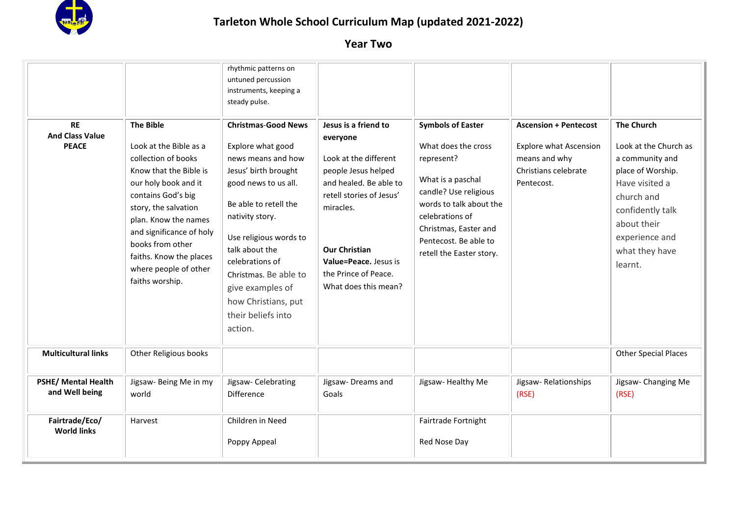# Tarleton Whole School Curriculum Map (updated 2021-2022)

## Year Two

| | | | | | | |
|---|---|---|---|---|---|---|
| | | rhythmic patterns on untuned percussion instruments, keeping a steady pulse. | | | | |
| **RE And Class Value PEACE** | **The Bible**<br><br>Look at the Bible as a collection of books Know that the Bible is our holy book and it contains God's big story, the salvation plan. Know the names and significance of holy books from other faiths. Know the places where people of other faiths worship. | **Christmas-Good News**<br><br>Explore what good news means and how Jesus' birth brought good news to us all.<br><br>Be able to retell the nativity story.<br><br>Use religious words to talk about the celebrations of Christmas. Be able to give examples of how Christians, put their beliefs into action. | **Jesus is a friend to everyone**<br><br>Look at the different people Jesus helped and healed. Be able to retell stories of Jesus' miracles.<br><br>**Our Christian Value=Peace.** Jesus is the Prince of Peace. What does this mean? | **Symbols of Easter**<br><br>What does the cross represent?<br><br>What is a paschal candle? Use religious words to talk about the celebrations of Christmas, Easter and Pentecost. Be able to retell the Easter story. | **Ascension + Pentecost**<br><br>Explore what Ascension means and why Christians celebrate Pentecost. | **The Church**<br><br>Look at the Church as a community and place of Worship. Have visited a church and confidently talk about their experience and what they have learnt. |
| **Multicultural links** | Other Religious books | | | | | Other Special Places |
| **PSHE/ Mental Health and Well being** | Jigsaw- Being Me in my world | Jigsaw- Celebrating Difference | Jigsaw- Dreams and Goals | Jigsaw- Healthy Me | Jigsaw- Relationships (RSE) | Jigsaw- Changing Me (RSE) |
| **Fairtrade/Eco/ World links** | Harvest | Children in Need<br><br>Poppy Appeal | | Fairtrade Fortnight<br><br>Red Nose Day | | |